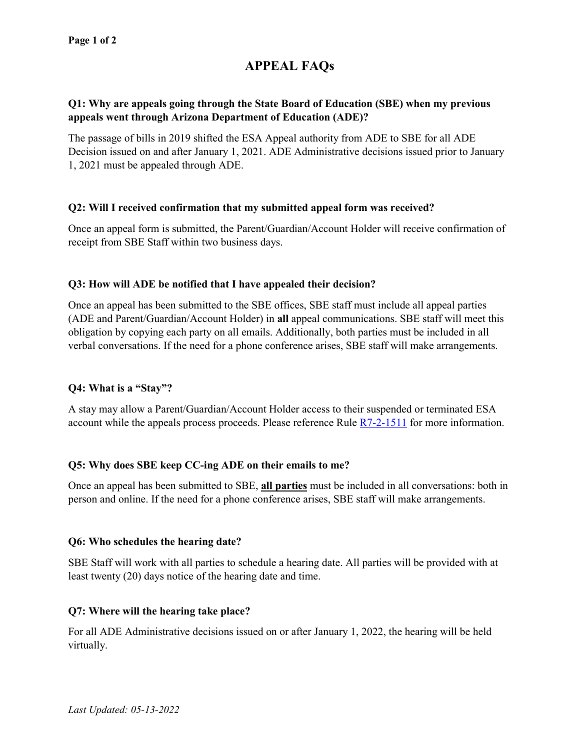# APPEAL FAQs

### Q1: Why are appeals going through the State Board of Education (SBE) when my previous appeals went through Arizona Department of Education (ADE)?

The passage of bills in 2019 shifted the ESA Appeal authority from ADE to SBE for all ADE Decision issued on and after January 1, 2021. ADE Administrative decisions issued prior to January 1, 2021 must be appealed through ADE.

### Q2: Will I received confirmation that my submitted appeal form was received?

Once an appeal form is submitted, the Parent/Guardian/Account Holder will receive confirmation of receipt from SBE Staff within two business days.

### Q3: How will ADE be notified that I have appealed their decision?

Once an appeal has been submitted to the SBE offices, SBE staff must include all appeal parties (ADE and Parent/Guardian/Account Holder) in **all** appeal communications. SBE staff will meet this obligation by copying each party on all emails. Additionally, both parties must be included in all verbal conversations. If the need for a phone conference arises, SBE staff will make arrangements.

### Q4: What is a "Stay"?

A stay may allow a Parent/Guardian/Account Holder access to their suspended or terminated ESA account while the appeals process proceeds. Please reference Rule R7-2-1511 for more information.

### Q5: Why does SBE keep CC-ing ADE on their emails to me?

Once an appeal has been submitted to SBE, **all parties** must be included in all conversations: both in person and online. If the need for a phone conference arises, SBE staff will make arrangements.

### Q6: Who schedules the hearing date?

SBE Staff will work with all parties to schedule a hearing date. All parties will be provided with at least twenty (20) days notice of the hearing date and time.

### Q7: Where will the hearing take place?

For all ADE Administrative decisions issued on or after January 1, 2022, the hearing will be held virtually.

*Last Updated: 05-13-2022*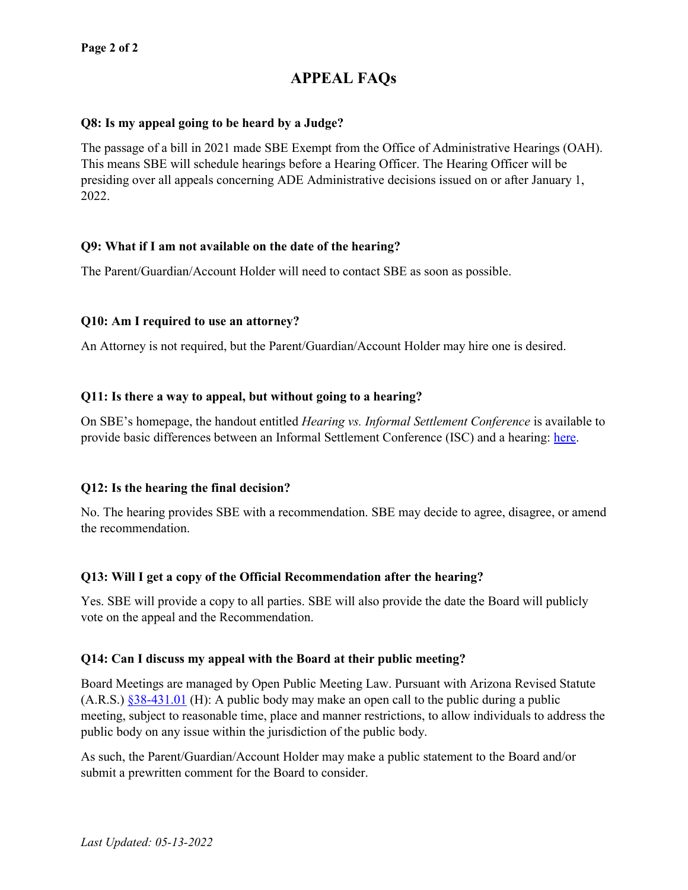# APPEAL FAQs

**Q8: Is my appeal going to be heard by a Judge?**

The passage of a bill in 2021 made SBE Exempt from the Office of Administrative Hearings (OAH). This means SBE will schedule hearings before a Hearing Officer. The Hearing Officer will be presiding over all appeals concerning ADE Administrative decisions issued on or after January 1, 2022.

**Q9: What if I am not available on the date of the hearing?**

The Parent/Guardian/Account Holder will need to contact SBE as soon as possible.

**Q10: Am I required to use an attorney?**

An Attorney is not required, but the Parent/Guardian/Account Holder may hire one is desired.

**Q11: Is there a way to appeal, but without going to a hearing?**

On SBE's homepage, the handout entitled *Hearing vs. Informal Settlement Conference* is available to provide basic differences between an Informal Settlement Conference (ISC) and a hearing: here.

**Q12: Is the hearing the final decision?**

No. The hearing provides SBE with a recommendation. SBE may decide to agree, disagree, or amend the recommendation.

**Q13: Will I get a copy of the Official Recommendation after the hearing?**

Yes. SBE will provide a copy to all parties. SBE will also provide the date the Board will publicly vote on the appeal and the Recommendation.

**Q14: Can I discuss my appeal with the Board at their public meeting?**

Board Meetings are managed by Open Public Meeting Law. Pursuant with Arizona Revised Statute (A.R.S.) §38-431.01 (H): A public body may make an open call to the public during a public meeting, subject to reasonable time, place and manner restrictions, to allow individuals to address the public body on any issue within the jurisdiction of the public body.

As such, the Parent/Guardian/Account Holder may make a public statement to the Board and/or submit a prewritten comment for the Board to consider.

*Last Updated: 05-13-2022*